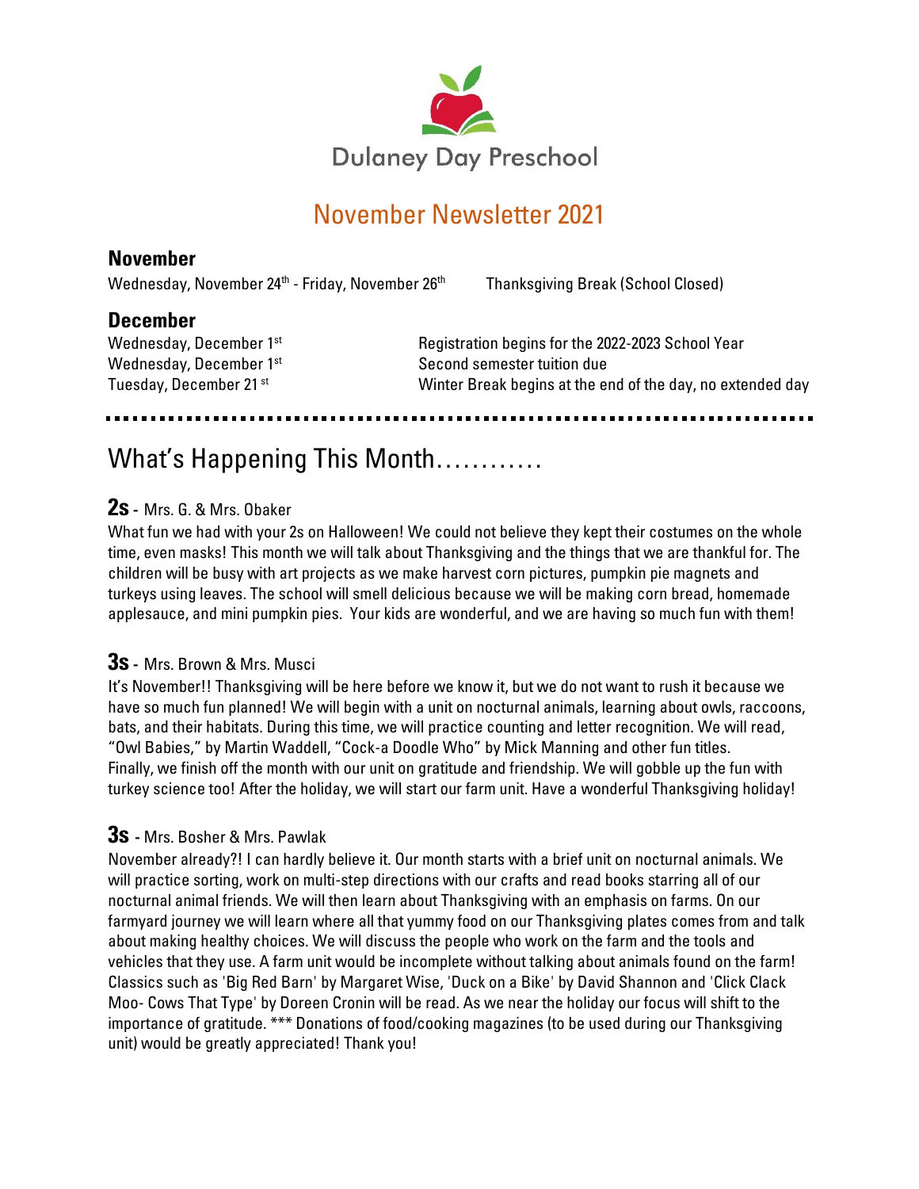Dulaney Day Preschool

# November Newsletter 2021

## November

| | |
|---|---|
| Wednesday, November 24th - Friday, November 26th | Thanksgiving Break (School Closed) |

## December

| | |
|---|---|
| Wednesday, December 1st | Registration begins for the 2022-2023 School Year |
| Wednesday, December 1st | Second semester tuition due |
| Tuesday, December 21st | Winter Break begins at the end of the day, no extended day |

---

# What's Happening This Month…………

### 2s - Mrs. G. & Mrs. Obaker

What fun we had with your 2s on Halloween! We could not believe they kept their costumes on the whole time, even masks! This month we will talk about Thanksgiving and the things that we are thankful for. The children will be busy with art projects as we make harvest corn pictures, pumpkin pie magnets and turkeys using leaves. The school will smell delicious because we will be making corn bread, homemade applesauce, and mini pumpkin pies. Your kids are wonderful, and we are having so much fun with them!

### 3s - Mrs. Brown & Mrs. Musci

It's November!! Thanksgiving will be here before we know it, but we do not want to rush it because we have so much fun planned! We will begin with a unit on nocturnal animals, learning about owls, raccoons, bats, and their habitats. During this time, we will practice counting and letter recognition. We will read, "Owl Babies," by Martin Waddell, "Cock-a Doodle Who" by Mick Manning and other fun titles. Finally, we finish off the month with our unit on gratitude and friendship. We will gobble up the fun with turkey science too! After the holiday, we will start our farm unit. Have a wonderful Thanksgiving holiday!

### 3s - Mrs. Bosher & Mrs. Pawlak

November already?! I can hardly believe it. Our month starts with a brief unit on nocturnal animals. We will practice sorting, work on multi-step directions with our crafts and read books starring all of our nocturnal animal friends. We will then learn about Thanksgiving with an emphasis on farms. On our farmyard journey we will learn where all that yummy food on our Thanksgiving plates comes from and talk about making healthy choices. We will discuss the people who work on the farm and the tools and vehicles that they use. A farm unit would be incomplete without talking about animals found on the farm! Classics such as 'Big Red Barn' by Margaret Wise, 'Duck on a Bike' by David Shannon and 'Click Clack Moo- Cows That Type' by Doreen Cronin will be read. As we near the holiday our focus will shift to the importance of gratitude. *** Donations of food/cooking magazines (to be used during our Thanksgiving unit) would be greatly appreciated! Thank you!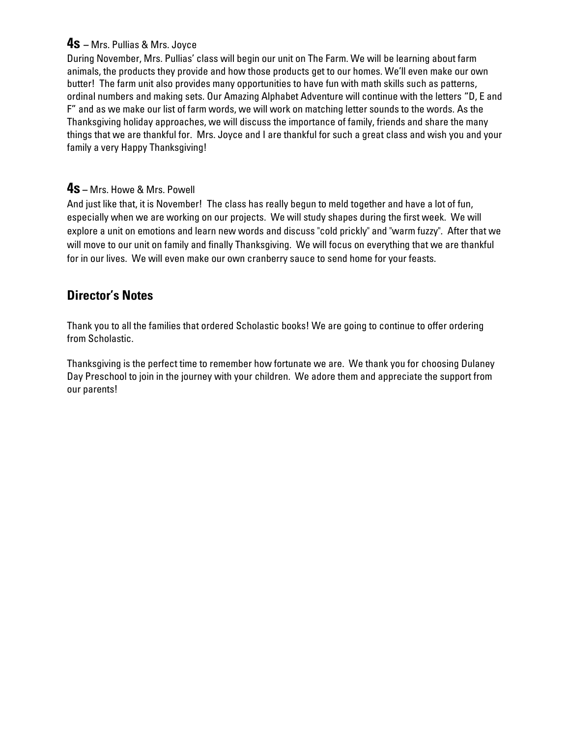**4s** – Mrs. Pullias & Mrs. Joyce

During November, Mrs. Pullias' class will begin our unit on The Farm. We will be learning about farm animals, the products they provide and how those products get to our homes. We'll even make our own butter! The farm unit also provides many opportunities to have fun with math skills such as patterns, ordinal numbers and making sets. Our Amazing Alphabet Adventure will continue with the letters "D, E and F" and as we make our list of farm words, we will work on matching letter sounds to the words. As the Thanksgiving holiday approaches, we will discuss the importance of family, friends and share the many things that we are thankful for. Mrs. Joyce and I are thankful for such a great class and wish you and your family a very Happy Thanksgiving!

**4s** – Mrs. Howe & Mrs. Powell

And just like that, it is November! The class has really begun to meld together and have a lot of fun, especially when we are working on our projects. We will study shapes during the first week. We will explore a unit on emotions and learn new words and discuss "cold prickly" and "warm fuzzy". After that we will move to our unit on family and finally Thanksgiving. We will focus on everything that we are thankful for in our lives. We will even make our own cranberry sauce to send home for your feasts.

## Director's Notes

Thank you to all the families that ordered Scholastic books! We are going to continue to offer ordering from Scholastic.

Thanksgiving is the perfect time to remember how fortunate we are. We thank you for choosing Dulaney Day Preschool to join in the journey with your children. We adore them and appreciate the support from our parents!